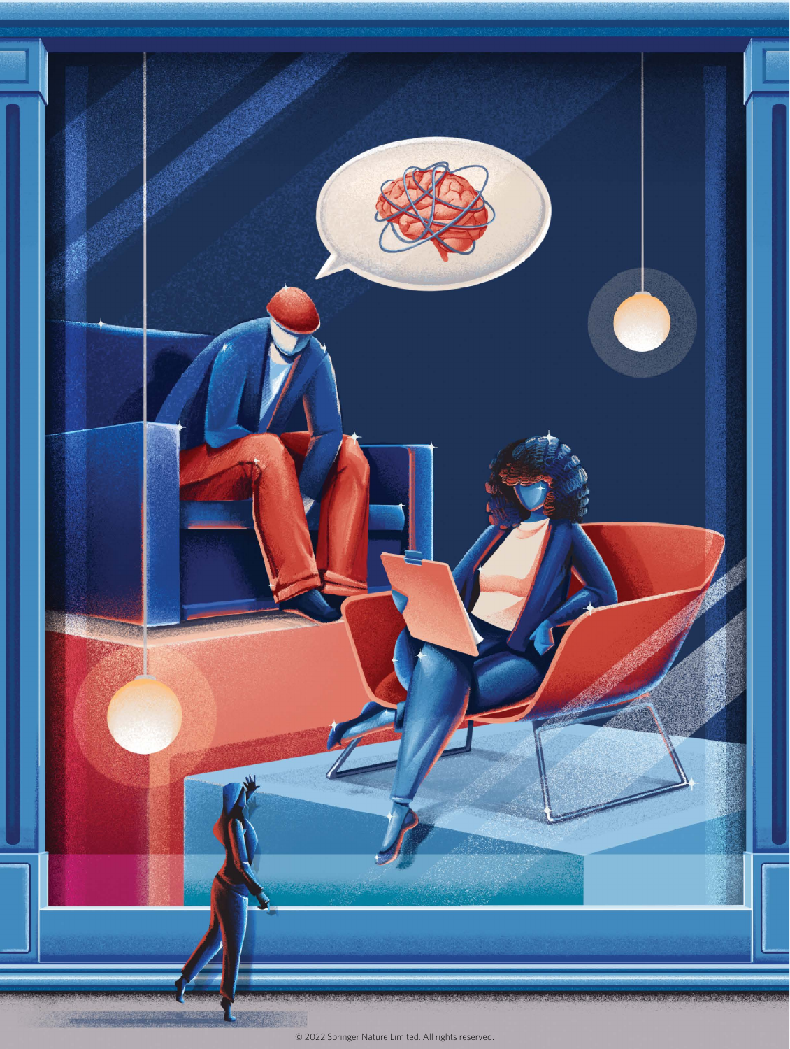© 2022 Springer Nature Limited. All rights reserved.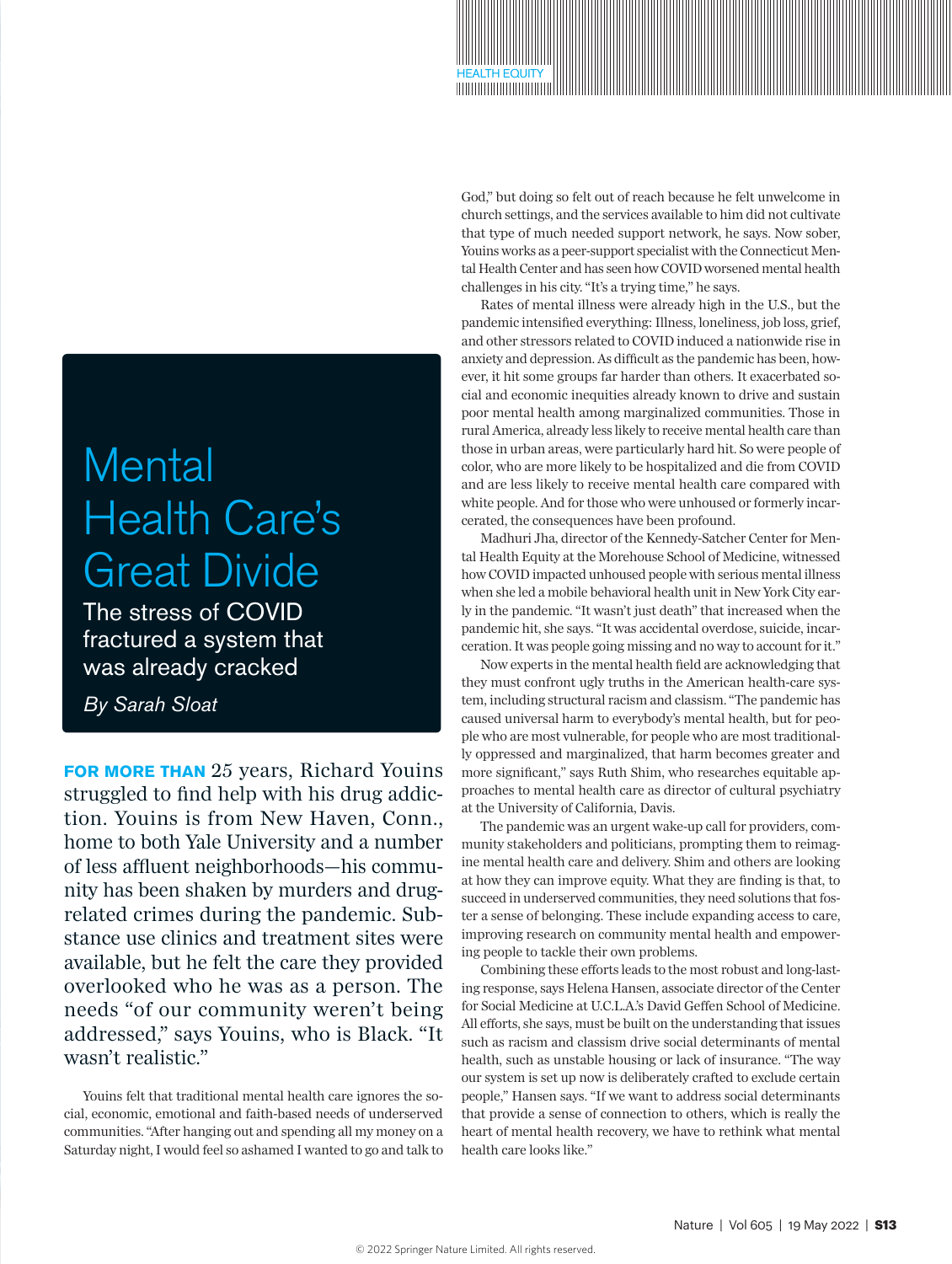HEALTH EQUITY

# Mental Health Care's Great Divide

## The stress of COVID fractured a system that was already cracked

*By Sarah Sloat*

**FOR MORE THAN** 25 years, Richard Youins struggled to find help with his drug addiction. Youins is from New Haven, Conn., home to both Yale University and a number of less affluent neighborhoods—his community has been shaken by murders and drug-related crimes during the pandemic. Substance use clinics and treatment sites were available, but he felt the care they provided overlooked who he was as a person. The needs "of our community weren't being addressed," says Youins, who is Black. "It wasn't realistic."

Youins felt that traditional mental health care ignores the social, economic, emotional and faith-based needs of underserved communities. "After hanging out and spending all my money on a Saturday night, I would feel so ashamed I wanted to go and talk to God," but doing so felt out of reach because he felt unwelcome in church settings, and the services available to him did not cultivate that type of much needed support network, he says. Now sober, Youins works as a peer-support specialist with the Connecticut Mental Health Center and has seen how COVID worsened mental health challenges in his city. "It's a trying time," he says.

Rates of mental illness were already high in the U.S., but the pandemic intensified everything: Illness, loneliness, job loss, grief, and other stressors related to COVID induced a nationwide rise in anxiety and depression. As difficult as the pandemic has been, however, it hit some groups far harder than others. It exacerbated social and economic inequities already known to drive and sustain poor mental health among marginalized communities. Those in rural America, already less likely to receive mental health care than those in urban areas, were particularly hard hit. So were people of color, who are more likely to be hospitalized and die from COVID and are less likely to receive mental health care compared with white people. And for those who were unhoused or formerly incarcerated, the consequences have been profound.

Madhuri Jha, director of the Kennedy-Satcher Center for Mental Health Equity at the Morehouse School of Medicine, witnessed how COVID impacted unhoused people with serious mental illness when she led a mobile behavioral health unit in New York City early in the pandemic. "It wasn't just death" that increased when the pandemic hit, she says. "It was accidental overdose, suicide, incarceration. It was people going missing and no way to account for it."

Now experts in the mental health field are acknowledging that they must confront ugly truths in the American health-care system, including structural racism and classism. "The pandemic has caused universal harm to everybody's mental health, but for people who are most vulnerable, for people who are most traditionally oppressed and marginalized, that harm becomes greater and more significant," says Ruth Shim, who researches equitable approaches to mental health care as director of cultural psychiatry at the University of California, Davis.

The pandemic was an urgent wake-up call for providers, community stakeholders and politicians, prompting them to reimagine mental health care and delivery. Shim and others are looking at how they can improve equity. What they are finding is that, to succeed in underserved communities, they need solutions that foster a sense of belonging. These include expanding access to care, improving research on community mental health and empowering people to tackle their own problems.

Combining these efforts leads to the most robust and long-lasting response, says Helena Hansen, associate director of the Center for Social Medicine at U.C.L.A.'s David Geffen School of Medicine. All efforts, she says, must be built on the understanding that issues such as racism and classism drive social determinants of mental health, such as unstable housing or lack of insurance. "The way our system is set up now is deliberately crafted to exclude certain people," Hansen says. "If we want to address social determinants that provide a sense of connection to others, which is really the heart of mental health recovery, we have to rethink what mental health care looks like."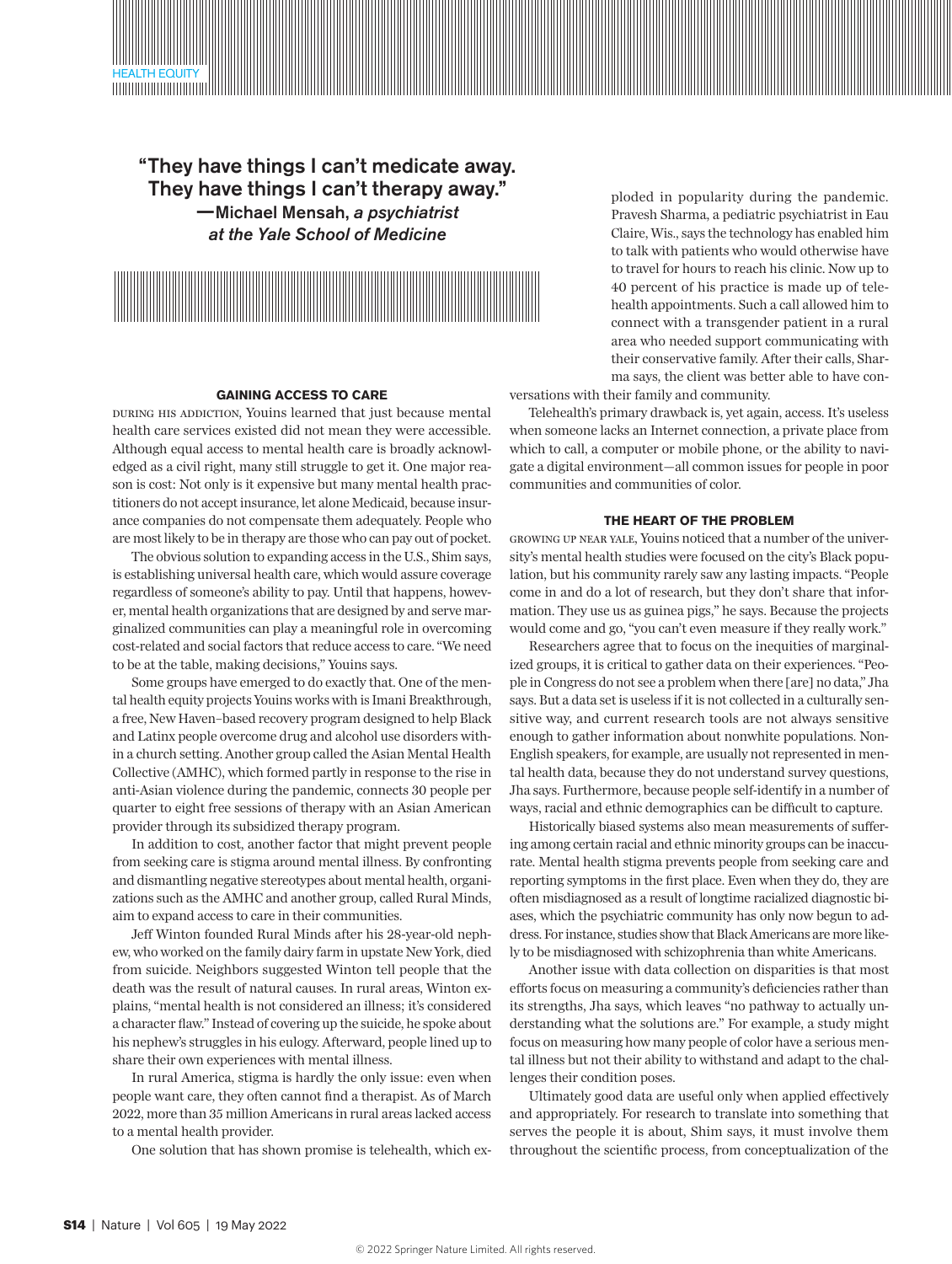> "They have things I can't medicate away. They have things I can't therapy away."
> —Michael Mensah, *a psychiatrist at the Yale School of Medicine*

### GAINING ACCESS TO CARE

DURING HIS ADDICTION, Youins learned that just because mental health care services existed did not mean they were accessible. Although equal access to mental health care is broadly acknowledged as a civil right, many still struggle to get it. One major reason is cost: Not only is it expensive but many mental health practitioners do not accept insurance, let alone Medicaid, because insurance companies do not compensate them adequately. People who are most likely to be in therapy are those who can pay out of pocket.

The obvious solution to expanding access in the U.S., Shim says, is establishing universal health care, which would assure coverage regardless of someone's ability to pay. Until that happens, however, mental health organizations that are designed by and serve marginalized communities can play a meaningful role in overcoming cost-related and social factors that reduce access to care. "We need to be at the table, making decisions," Youins says.

Some groups have emerged to do exactly that. One of the mental health equity projects Youins works with is Imani Breakthrough, a free, New Haven–based recovery program designed to help Black and Latinx people overcome drug and alcohol use disorders within a church setting. Another group called the Asian Mental Health Collective (AMHC), which formed partly in response to the rise in anti-Asian violence during the pandemic, connects 30 people per quarter to eight free sessions of therapy with an Asian American provider through its subsidized therapy program.

In addition to cost, another factor that might prevent people from seeking care is stigma around mental illness. By confronting and dismantling negative stereotypes about mental health, organizations such as the AMHC and another group, called Rural Minds, aim to expand access to care in their communities.

Jeff Winton founded Rural Minds after his 28-year-old nephew, who worked on the family dairy farm in upstate New York, died from suicide. Neighbors suggested Winton tell people that the death was the result of natural causes. In rural areas, Winton explains, "mental health is not considered an illness; it's considered a character flaw." Instead of covering up the suicide, he spoke about his nephew's struggles in his eulogy. Afterward, people lined up to share their own experiences with mental illness.

In rural America, stigma is hardly the only issue: even when people want care, they often cannot find a therapist. As of March 2022, more than 35 million Americans in rural areas lacked access to a mental health provider.

One solution that has shown promise is telehealth, which exploded in popularity during the pandemic. Pravesh Sharma, a pediatric psychiatrist in Eau Claire, Wis., says the technology has enabled him to talk with patients who would otherwise have to travel for hours to reach his clinic. Now up to 40 percent of his practice is made up of telehealth appointments. Such a call allowed him to connect with a transgender patient in a rural area who needed support communicating with their conservative family. After their calls, Sharma says, the client was better able to have conversations with their family and community.

Telehealth's primary drawback is, yet again, access. It's useless when someone lacks an Internet connection, a private place from which to call, a computer or mobile phone, or the ability to navigate a digital environment—all common issues for people in poor communities and communities of color.

### THE HEART OF THE PROBLEM

GROWING UP NEAR YALE, Youins noticed that a number of the university's mental health studies were focused on the city's Black population, but his community rarely saw any lasting impacts. "People come in and do a lot of research, but they don't share that information. They use us as guinea pigs," he says. Because the projects would come and go, "you can't even measure if they really work."

Researchers agree that to focus on the inequities of marginalized groups, it is critical to gather data on their experiences. "People in Congress do not see a problem when there [are] no data," Jha says. But a data set is useless if it is not collected in a culturally sensitive way, and current research tools are not always sensitive enough to gather information about nonwhite populations. Non-English speakers, for example, are usually not represented in mental health data, because they do not understand survey questions, Jha says. Furthermore, because people self-identify in a number of ways, racial and ethnic demographics can be difficult to capture.

Historically biased systems also mean measurements of suffering among certain racial and ethnic minority groups can be inaccurate. Mental health stigma prevents people from seeking care and reporting symptoms in the first place. Even when they do, they are often misdiagnosed as a result of longtime racialized diagnostic biases, which the psychiatric community has only now begun to address. For instance, studies show that Black Americans are more likely to be misdiagnosed with schizophrenia than white Americans.

Another issue with data collection on disparities is that most efforts focus on measuring a community's deficiencies rather than its strengths, Jha says, which leaves "no pathway to actually understanding what the solutions are." For example, a study might focus on measuring how many people of color have a serious mental illness but not their ability to withstand and adapt to the challenges their condition poses.

Ultimately good data are useful only when applied effectively and appropriately. For research to translate into something that serves the people it is about, Shim says, it must involve them throughout the scientific process, from conceptualization of the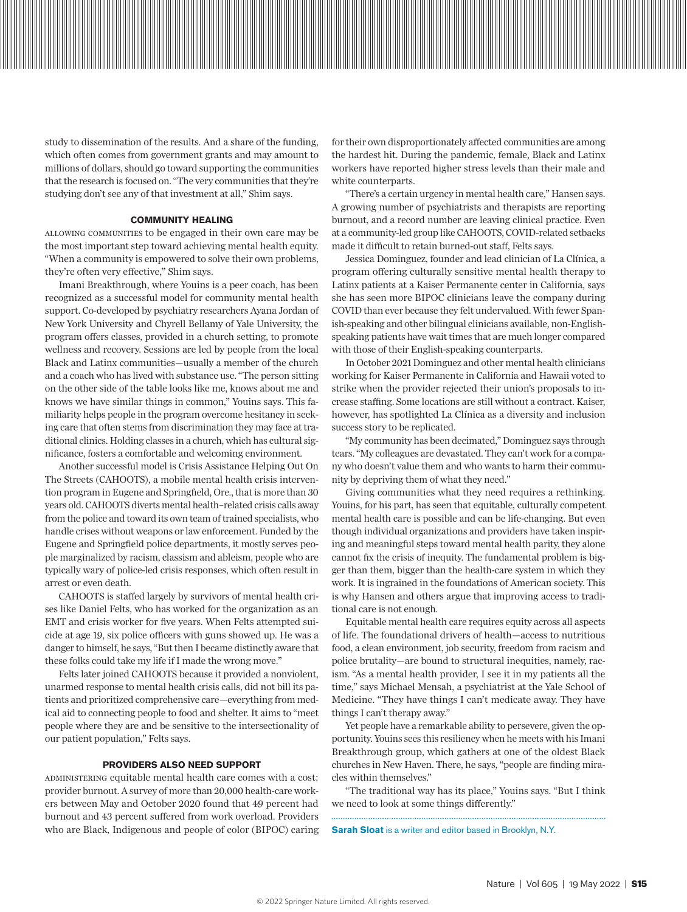study to dissemination of the results. And a share of the funding, which often comes from government grants and may amount to millions of dollars, should go toward supporting the communities that the research is focused on. "The very communities that they're studying don't see any of that investment at all," Shim says.

### COMMUNITY HEALING

ALLOWING COMMUNITIES to be engaged in their own care may be the most important step toward achieving mental health equity. "When a community is empowered to solve their own problems, they're often very effective," Shim says.

Imani Breakthrough, where Youins is a peer coach, has been recognized as a successful model for community mental health support. Co-developed by psychiatry researchers Ayana Jordan of New York University and Chyrell Bellamy of Yale University, the program offers classes, provided in a church setting, to promote wellness and recovery. Sessions are led by people from the local Black and Latinx communities—usually a member of the church and a coach who has lived with substance use. "The person sitting on the other side of the table looks like me, knows about me and knows we have similar things in common," Youins says. This familiarity helps people in the program overcome hesitancy in seeking care that often stems from discrimination they may face at traditional clinics. Holding classes in a church, which has cultural significance, fosters a comfortable and welcoming environment.

Another successful model is Crisis Assistance Helping Out On The Streets (CAHOOTS), a mobile mental health crisis intervention program in Eugene and Springfield, Ore., that is more than 30 years old. CAHOOTS diverts mental health–related crisis calls away from the police and toward its own team of trained specialists, who handle crises without weapons or law enforcement. Funded by the Eugene and Springfield police departments, it mostly serves people marginalized by racism, classism and ableism, people who are typically wary of police-led crisis responses, which often result in arrest or even death.

CAHOOTS is staffed largely by survivors of mental health crises like Daniel Felts, who has worked for the organization as an EMT and crisis worker for five years. When Felts attempted suicide at age 19, six police officers with guns showed up. He was a danger to himself, he says, "But then I became distinctly aware that these folks could take my life if I made the wrong move."

Felts later joined CAHOOTS because it provided a nonviolent, unarmed response to mental health crisis calls, did not bill its patients and prioritized comprehensive care—everything from medical aid to connecting people to food and shelter. It aims to "meet people where they are and be sensitive to the intersectionality of our patient population," Felts says.

### PROVIDERS ALSO NEED SUPPORT

ADMINISTERING equitable mental health care comes with a cost: provider burnout. A survey of more than 20,000 health-care workers between May and October 2020 found that 49 percent had burnout and 43 percent suffered from work overload. Providers who are Black, Indigenous and people of color (BIPOC) caring for their own disproportionately affected communities are among the hardest hit. During the pandemic, female, Black and Latinx workers have reported higher stress levels than their male and white counterparts.

"There's a certain urgency in mental health care," Hansen says. A growing number of psychiatrists and therapists are reporting burnout, and a record number are leaving clinical practice. Even at a community-led group like CAHOOTS, COVID-related setbacks made it difficult to retain burned-out staff, Felts says.

Jessica Dominguez, founder and lead clinician of La Clínica, a program offering culturally sensitive mental health therapy to Latinx patients at a Kaiser Permanente center in California, says she has seen more BIPOC clinicians leave the company during COVID than ever because they felt undervalued. With fewer Spanish-speaking and other bilingual clinicians available, non-English-speaking patients have wait times that are much longer compared with those of their English-speaking counterparts.

In October 2021 Dominguez and other mental health clinicians working for Kaiser Permanente in California and Hawaii voted to strike when the provider rejected their union's proposals to increase staffing. Some locations are still without a contract. Kaiser, however, has spotlighted La Clínica as a diversity and inclusion success story to be replicated.

"My community has been decimated," Dominguez says through tears. "My colleagues are devastated. They can't work for a company who doesn't value them and who wants to harm their community by depriving them of what they need."

Giving communities what they need requires a rethinking. Youins, for his part, has seen that equitable, culturally competent mental health care is possible and can be life-changing. But even though individual organizations and providers have taken inspiring and meaningful steps toward mental health parity, they alone cannot fix the crisis of inequity. The fundamental problem is bigger than them, bigger than the health-care system in which they work. It is ingrained in the foundations of American society. This is why Hansen and others argue that improving access to traditional care is not enough.

Equitable mental health care requires equity across all aspects of life. The foundational drivers of health—access to nutritious food, a clean environment, job security, freedom from racism and police brutality—are bound to structural inequities, namely, racism. "As a mental health provider, I see it in my patients all the time," says Michael Mensah, a psychiatrist at the Yale School of Medicine. "They have things I can't medicate away. They have things I can't therapy away."

Yet people have a remarkable ability to persevere, given the opportunity. Youins sees this resiliency when he meets with his Imani Breakthrough group, which gathers at one of the oldest Black churches in New Haven. There, he says, "people are finding miracles within themselves."

"The traditional way has its place," Youins says. "But I think we need to look at some things differently."

**Sarah Sloat** is a writer and editor based in Brooklyn, N.Y.